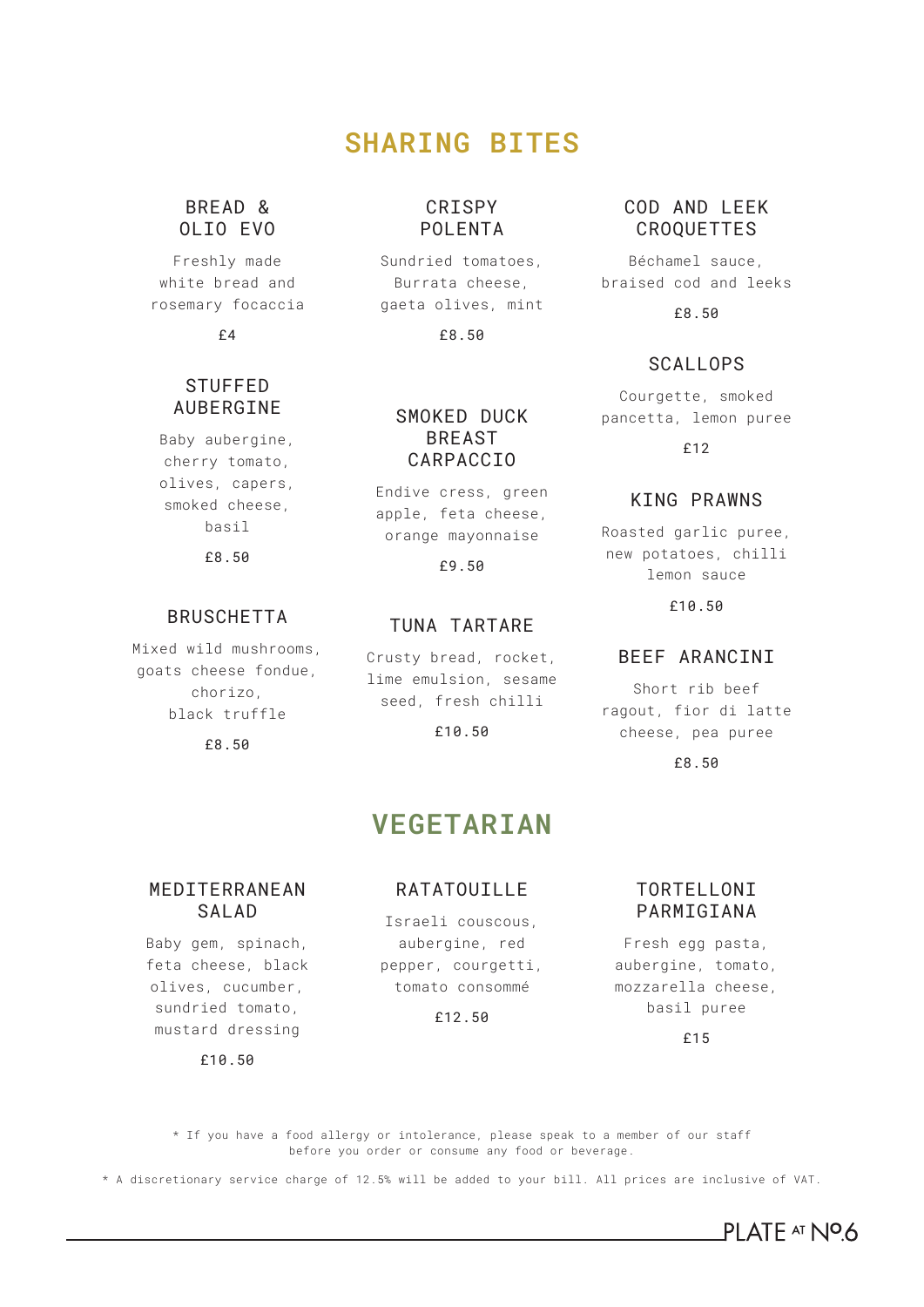# SHARING BITES

### BREAD & OLIO EVO

Freshly made white bread and rosemary focaccia

£4

### STUFFED AUBERGINE

Baby aubergine, cherry tomato, olives, capers, smoked cheese, basil

£8.50

### BRUSCHETTA

Mixed wild mushrooms, goats cheese fondue, chorizo, black truffle

£8.50

### CRISPY POLENTA

Sundried tomatoes, Burrata cheese, gaeta olives, mint

£8.50

### SMOKED DUCK BREAST CARPACCIO

Endive cress, green apple, feta cheese, orange mayonnaise

£9.50

### TUNA TARTARE

Crusty bread, rocket, lime emulsion, sesame seed, fresh chilli

£10.50

### COD AND LEEK CROQUETTES

Béchamel sauce, braised cod and leeks

£8.50

### SCALLOPS

Courgette, smoked pancetta, lemon puree

£12

### KING PRAWNS

Roasted garlic puree, new potatoes, chilli lemon sauce

£10.50

### BEEF ARANCINI

Short rib beef ragout, fior di latte cheese, pea puree

£8.50

# VEGETARIAN

### MEDITERRANEAN SALAD

Baby gem, spinach, feta cheese, black olives, cucumber, sundried tomato, mustard dressing

£10.50

### RATATOUILLE

Israeli couscous, aubergine, red pepper, courgetti, tomato consommé

£12.50

### TORTELLONI PARMIGIANA

Fresh egg pasta, aubergine, tomato, mozzarella cheese, basil puree

£15

* If you have a food allergy or intolerance, please speak to a member of our staff before you order or consume any food or beverage.

* A discretionary service charge of 12.5% will be added to your bill. All prices are inclusive of VAT.

PLATE AT Nº6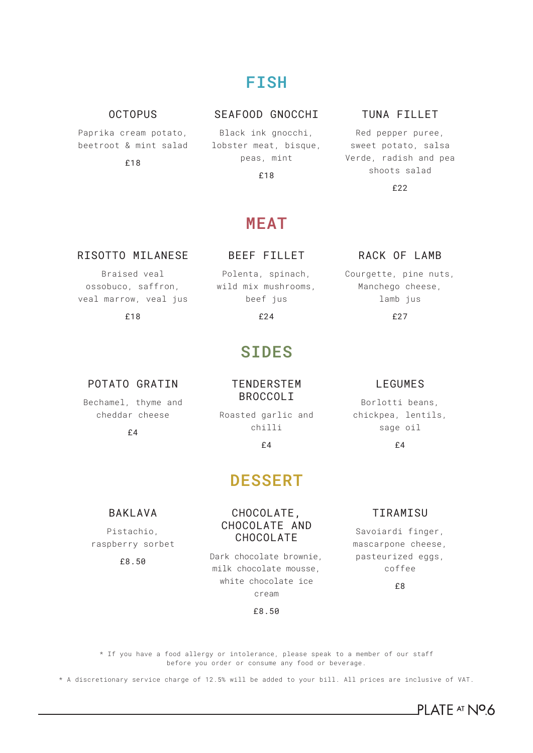## FISH

### OCTOPUS

Paprika cream potato, beetroot & mint salad

£18

### SEAFOOD GNOCCHI

Black ink gnocchi, lobster meat, bisque, peas, mint

£18

### TUNA FILLET

Red pepper puree, sweet potato, salsa Verde, radish and pea shoots salad

£22

## MEAT

### RISOTTO MILANESE

Braised veal ossobuco, saffron, veal marrow, veal jus

£18

### BEEF FILLET

Polenta, spinach, wild mix mushrooms, beef jus

£24

### RACK OF LAMB

Courgette, pine nuts, Manchego cheese, lamb jus

£27

## SIDES

### POTATO GRATIN

Bechamel, thyme and cheddar cheese

£4

### TENDERSTEM BROCCOLI

Roasted garlic and chilli

£4

### LEGUMES

Borlotti beans, chickpea, lentils, sage oil

£4

## DESSERT

### BAKLAVA

Pistachio, raspberry sorbet

£8.50

### CHOCOLATE, CHOCOLATE AND CHOCOLATE

Dark chocolate brownie, milk chocolate mousse, white chocolate ice cream

£8.50

### TIRAMISU

Savoiardi finger, mascarpone cheese, pasteurized eggs, coffee

£8

* If you have a food allergy or intolerance, please speak to a member of our staff before you order or consume any food or beverage.

* A discretionary service charge of 12.5% will be added to your bill. All prices are inclusive of VAT.

PLATE AT Nº6